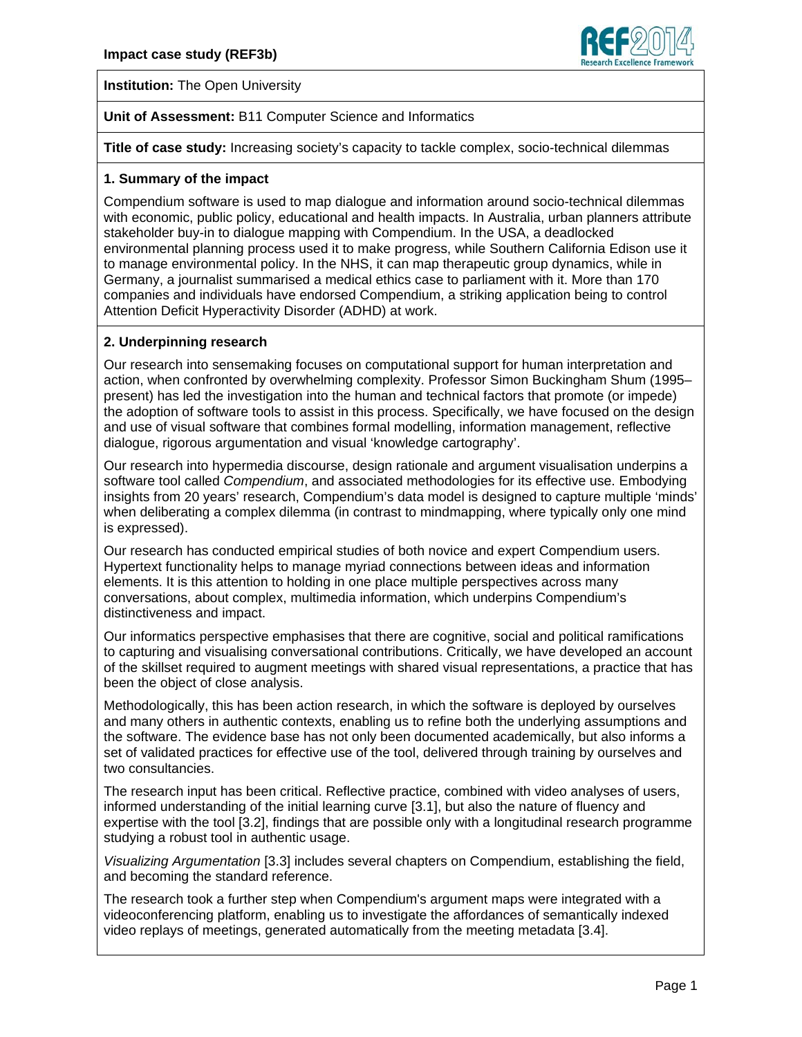**Impact case study (REF3b)**

**Institution:** The Open University

**Unit of Assessment:** B11 Computer Science and Informatics

**Title of case study:** Increasing society's capacity to tackle complex, socio-technical dilemmas

## 1. Summary of the impact

Compendium software is used to map dialogue and information around socio-technical dilemmas with economic, public policy, educational and health impacts. In Australia, urban planners attribute stakeholder buy-in to dialogue mapping with Compendium. In the USA, a deadlocked environmental planning process used it to make progress, while Southern California Edison use it to manage environmental policy. In the NHS, it can map therapeutic group dynamics, while in Germany, a journalist summarised a medical ethics case to parliament with it. More than 170 companies and individuals have endorsed Compendium, a striking application being to control Attention Deficit Hyperactivity Disorder (ADHD) at work.

## 2. Underpinning research

Our research into sensemaking focuses on computational support for human interpretation and action, when confronted by overwhelming complexity. Professor Simon Buckingham Shum (1995–present) has led the investigation into the human and technical factors that promote (or impede) the adoption of software tools to assist in this process. Specifically, we have focused on the design and use of visual software that combines formal modelling, information management, reflective dialogue, rigorous argumentation and visual 'knowledge cartography'.

Our research into hypermedia discourse, design rationale and argument visualisation underpins a software tool called *Compendium*, and associated methodologies for its effective use. Embodying insights from 20 years' research, Compendium's data model is designed to capture multiple 'minds' when deliberating a complex dilemma (in contrast to mindmapping, where typically only one mind is expressed).

Our research has conducted empirical studies of both novice and expert Compendium users. Hypertext functionality helps to manage myriad connections between ideas and information elements. It is this attention to holding in one place multiple perspectives across many conversations, about complex, multimedia information, which underpins Compendium's distinctiveness and impact.

Our informatics perspective emphasises that there are cognitive, social and political ramifications to capturing and visualising conversational contributions. Critically, we have developed an account of the skillset required to augment meetings with shared visual representations, a practice that has been the object of close analysis.

Methodologically, this has been action research, in which the software is deployed by ourselves and many others in authentic contexts, enabling us to refine both the underlying assumptions and the software. The evidence base has not only been documented academically, but also informs a set of validated practices for effective use of the tool, delivered through training by ourselves and two consultancies.

The research input has been critical. Reflective practice, combined with video analyses of users, informed understanding of the initial learning curve [3.1], but also the nature of fluency and expertise with the tool [3.2], findings that are possible only with a longitudinal research programme studying a robust tool in authentic usage.

*Visualizing Argumentation* [3.3] includes several chapters on Compendium, establishing the field, and becoming the standard reference.

The research took a further step when Compendium's argument maps were integrated with a videoconferencing platform, enabling us to investigate the affordances of semantically indexed video replays of meetings, generated automatically from the meeting metadata [3.4].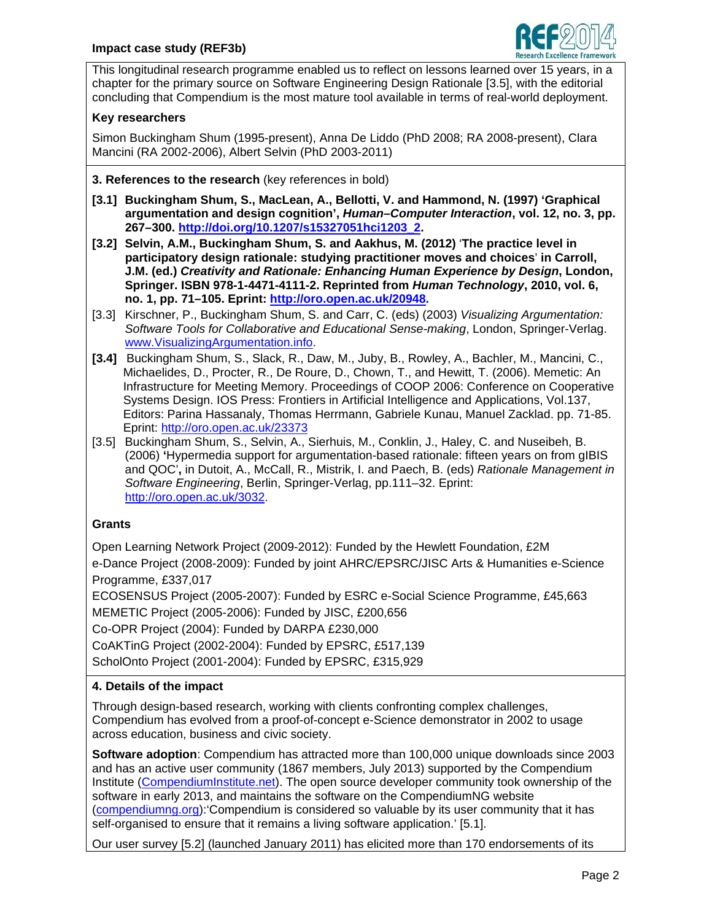This longitudinal research programme enabled us to reflect on lessons learned over 15 years, in a chapter for the primary source on Software Engineering Design Rationale [3.5], with the editorial concluding that Compendium is the most mature tool available in terms of real-world deployment.

**Key researchers**

Simon Buckingham Shum (1995-present), Anna De Liddo (PhD 2008; RA 2008-present), Clara Mancini (RA 2002-2006), Albert Selvin (PhD 2003-2011)

## 3. References to the research

**3. References to the research** (key references in bold)

- **[3.1] Buckingham Shum, S., MacLean, A., Bellotti, V. and Hammond, N. (1997) 'Graphical argumentation and design cognition', *Human–Computer Interaction*, vol. 12, no. 3, pp. 267–300. http://doi.org/10.1207/s15327051hci1203_2.**
- **[3.2] Selvin, A.M., Buckingham Shum, S. and Aakhus, M. (2012) 'The practice level in participatory design rationale: studying practitioner moves and choices' in Carroll, J.M. (ed.) *Creativity and Rationale: Enhancing Human Experience by Design*, London, Springer. ISBN 978-1-4471-4111-2. Reprinted from *Human Technology*, 2010, vol. 6, no. 1, pp. 71–105. Eprint: http://oro.open.ac.uk/20948.**
- [3.3] Kirschner, P., Buckingham Shum, S. and Carr, C. (eds) (2003) *Visualizing Argumentation: Software Tools for Collaborative and Educational Sense-making*, London, Springer-Verlag. www.VisualizingArgumentation.info.
- **[3.4]** Buckingham Shum, S., Slack, R., Daw, M., Juby, B., Rowley, A., Bachler, M., Mancini, C., Michaelides, D., Procter, R., De Roure, D., Chown, T., and Hewitt, T. (2006). Memetic: An Infrastructure for Meeting Memory. Proceedings of COOP 2006: Conference on Cooperative Systems Design. IOS Press: Frontiers in Artificial Intelligence and Applications, Vol.137, Editors: Parina Hassanaly, Thomas Herrmann, Gabriele Kunau, Manuel Zacklad. pp. 71-85. Eprint: http://oro.open.ac.uk/23373
- [3.5] Buckingham Shum, S., Selvin, A., Sierhuis, M., Conklin, J., Haley, C. and Nuseibeh, B. (2006) **'**Hypermedia support for argumentation-based rationale: fifteen years on from gIBIS and QOC'**,** in Dutoit, A., McCall, R., Mistrik, I. and Paech, B. (eds) *Rationale Management in Software Engineering*, Berlin, Springer-Verlag, pp.111–32. Eprint: http://oro.open.ac.uk/3032.

**Grants**

Open Learning Network Project (2009-2012): Funded by the Hewlett Foundation, £2M

e-Dance Project (2008-2009): Funded by joint AHRC/EPSRC/JISC Arts & Humanities e-Science Programme, £337,017

ECOSENSUS Project (2005-2007): Funded by ESRC e-Social Science Programme, £45,663

MEMETIC Project (2005-2006): Funded by JISC, £200,656

Co-OPR Project (2004): Funded by DARPA £230,000

CoAKTinG Project (2002-2004): Funded by EPSRC, £517,139

ScholOnto Project (2001-2004): Funded by EPSRC, £315,929

## 4. Details of the impact

Through design-based research, working with clients confronting complex challenges, Compendium has evolved from a proof-of-concept e-Science demonstrator in 2002 to usage across education, business and civic society.

**Software adoption**: Compendium has attracted more than 100,000 unique downloads since 2003 and has an active user community (1867 members, July 2013) supported by the Compendium Institute (CompendiumInstitute.net). The open source developer community took ownership of the software in early 2013, and maintains the software on the CompendiumNG website (compendiumng.org):'Compendium is considered so valuable by its user community that it has self-organised to ensure that it remains a living software application.' [5.1].

Our user survey [5.2] (launched January 2011) has elicited more than 170 endorsements of its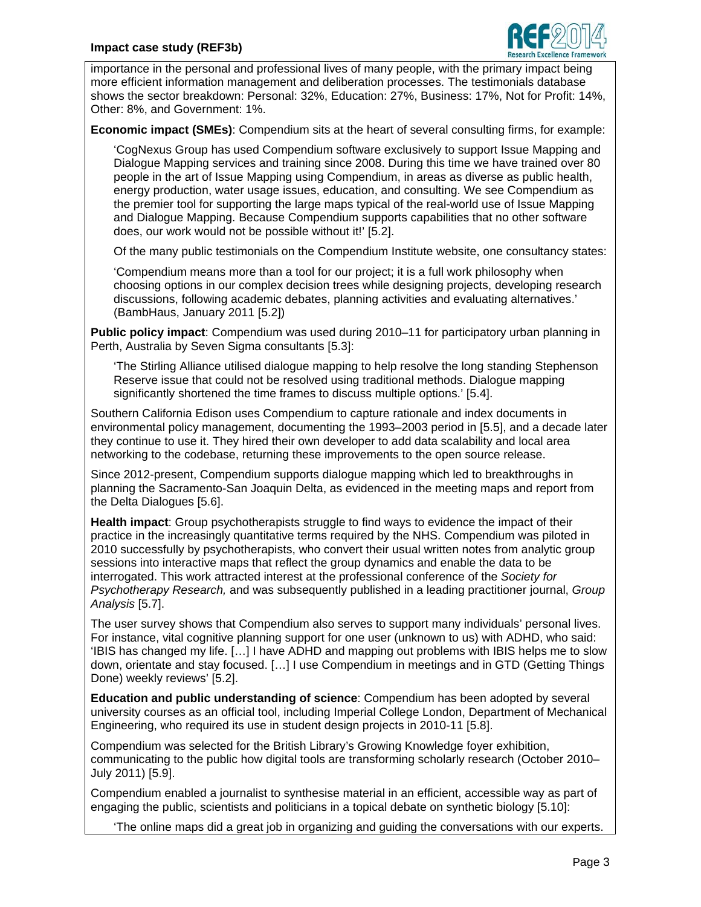importance in the personal and professional lives of many people, with the primary impact being more efficient information management and deliberation processes. The testimonials database shows the sector breakdown: Personal: 32%, Education: 27%, Business: 17%, Not for Profit: 14%, Other: 8%, and Government: 1%.

**Economic impact (SMEs)**: Compendium sits at the heart of several consulting firms, for example:

> 'CogNexus Group has used Compendium software exclusively to support Issue Mapping and Dialogue Mapping services and training since 2008. During this time we have trained over 80 people in the art of Issue Mapping using Compendium, in areas as diverse as public health, energy production, water usage issues, education, and consulting. We see Compendium as the premier tool for supporting the large maps typical of the real-world use of Issue Mapping and Dialogue Mapping. Because Compendium supports capabilities that no other software does, our work would not be possible without it!' [5.2].
>
> Of the many public testimonials on the Compendium Institute website, one consultancy states:
>
> 'Compendium means more than a tool for our project; it is a full work philosophy when choosing options in our complex decision trees while designing projects, developing research discussions, following academic debates, planning activities and evaluating alternatives.' (BambHaus, January 2011 [5.2])

**Public policy impact**: Compendium was used during 2010–11 for participatory urban planning in Perth, Australia by Seven Sigma consultants [5.3]:

> 'The Stirling Alliance utilised dialogue mapping to help resolve the long standing Stephenson Reserve issue that could not be resolved using traditional methods. Dialogue mapping significantly shortened the time frames to discuss multiple options.' [5.4].

Southern California Edison uses Compendium to capture rationale and index documents in environmental policy management, documenting the 1993–2003 period in [5.5], and a decade later they continue to use it. They hired their own developer to add data scalability and local area networking to the codebase, returning these improvements to the open source release.

Since 2012-present, Compendium supports dialogue mapping which led to breakthroughs in planning the Sacramento-San Joaquin Delta, as evidenced in the meeting maps and report from the Delta Dialogues [5.6].

**Health impact**: Group psychotherapists struggle to find ways to evidence the impact of their practice in the increasingly quantitative terms required by the NHS. Compendium was piloted in 2010 successfully by psychotherapists, who convert their usual written notes from analytic group sessions into interactive maps that reflect the group dynamics and enable the data to be interrogated. This work attracted interest at the professional conference of the *Society for Psychotherapy Research,* and was subsequently published in a leading practitioner journal, *Group Analysis* [5.7].

The user survey shows that Compendium also serves to support many individuals' personal lives. For instance, vital cognitive planning support for one user (unknown to us) with ADHD, who said: 'IBIS has changed my life. […] I have ADHD and mapping out problems with IBIS helps me to slow down, orientate and stay focused. […] I use Compendium in meetings and in GTD (Getting Things Done) weekly reviews' [5.2].

**Education and public understanding of science**: Compendium has been adopted by several university courses as an official tool, including Imperial College London, Department of Mechanical Engineering, who required its use in student design projects in 2010-11 [5.8].

Compendium was selected for the British Library's Growing Knowledge foyer exhibition, communicating to the public how digital tools are transforming scholarly research (October 2010–July 2011) [5.9].

Compendium enabled a journalist to synthesise material in an efficient, accessible way as part of engaging the public, scientists and politicians in a topical debate on synthetic biology [5.10]:

> 'The online maps did a great job in organizing and guiding the conversations with our experts.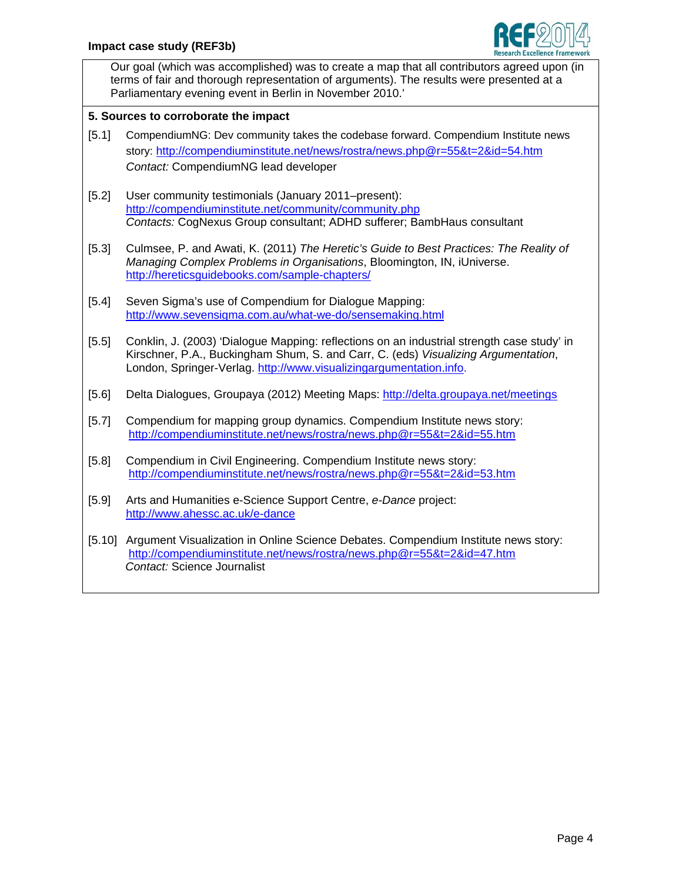Our goal (which was accomplished) was to create a map that all contributors agreed upon (in terms of fair and thorough representation of arguments). The results were presented at a Parliamentary evening event in Berlin in November 2010.'

## 5. Sources to corroborate the impact

[5.1] CompendiumNG: Dev community takes the codebase forward. Compendium Institute news story: http://compendiuminstitute.net/news/rostra/news.php@r=55&t=2&id=54.htm
*Contact:* CompendiumNG lead developer

[5.2] User community testimonials (January 2011–present): http://compendiuminstitute.net/community/community.php
*Contacts:* CogNexus Group consultant; ADHD sufferer; BambHaus consultant

[5.3] Culmsee, P. and Awati, K. (2011) *The Heretic's Guide to Best Practices: The Reality of Managing Complex Problems in Organisations*, Bloomington, IN, iUniverse. http://hereticsguidebooks.com/sample-chapters/

[5.4] Seven Sigma's use of Compendium for Dialogue Mapping: http://www.sevensigma.com.au/what-we-do/sensemaking.html

[5.5] Conklin, J. (2003) 'Dialogue Mapping: reflections on an industrial strength case study' in Kirschner, P.A., Buckingham Shum, S. and Carr, C. (eds) *Visualizing Argumentation*, London, Springer-Verlag. http://www.visualizingargumentation.info.

[5.6] Delta Dialogues, Groupaya (2012) Meeting Maps: http://delta.groupaya.net/meetings

[5.7] Compendium for mapping group dynamics. Compendium Institute news story: http://compendiuminstitute.net/news/rostra/news.php@r=55&t=2&id=55.htm

[5.8] Compendium in Civil Engineering. Compendium Institute news story: http://compendiuminstitute.net/news/rostra/news.php@r=55&t=2&id=53.htm

[5.9] Arts and Humanities e-Science Support Centre, *e-Dance* project: http://www.ahessc.ac.uk/e-dance

[5.10] Argument Visualization in Online Science Debates. Compendium Institute news story: http://compendiuminstitute.net/news/rostra/news.php@r=55&t=2&id=47.htm
*Contact:* Science Journalist